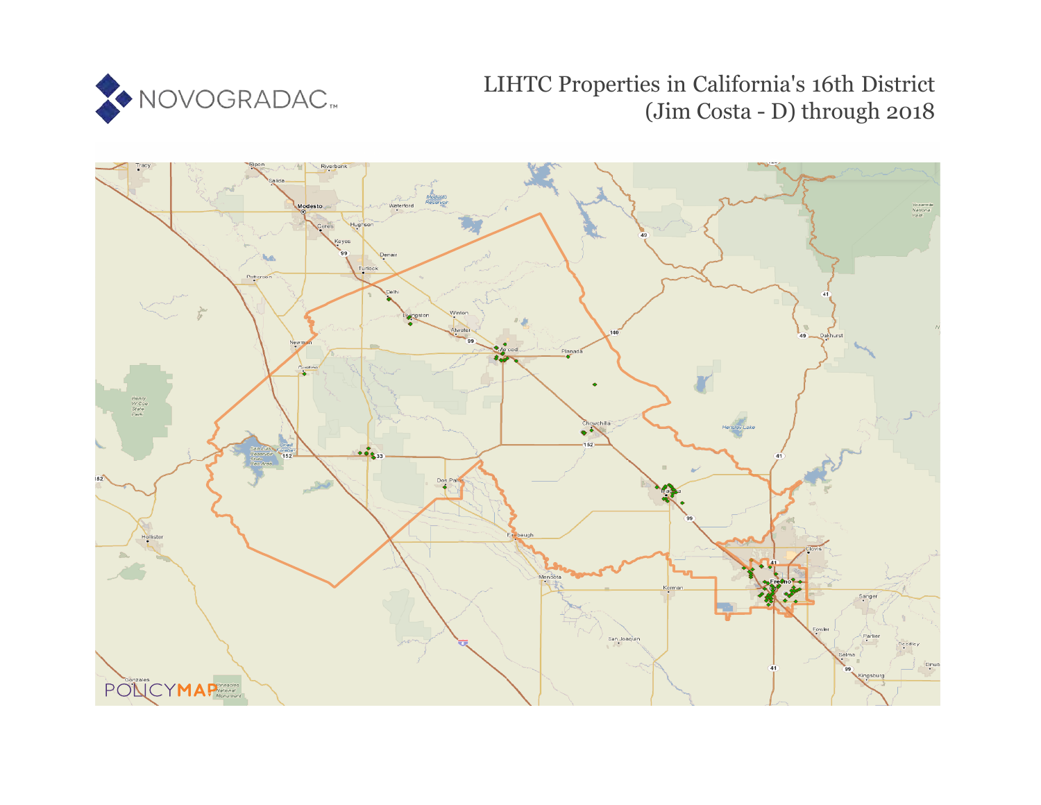NOVOGRADAC

# LIHTC Properties in California's 16th District (Jim Costa - D) through 2018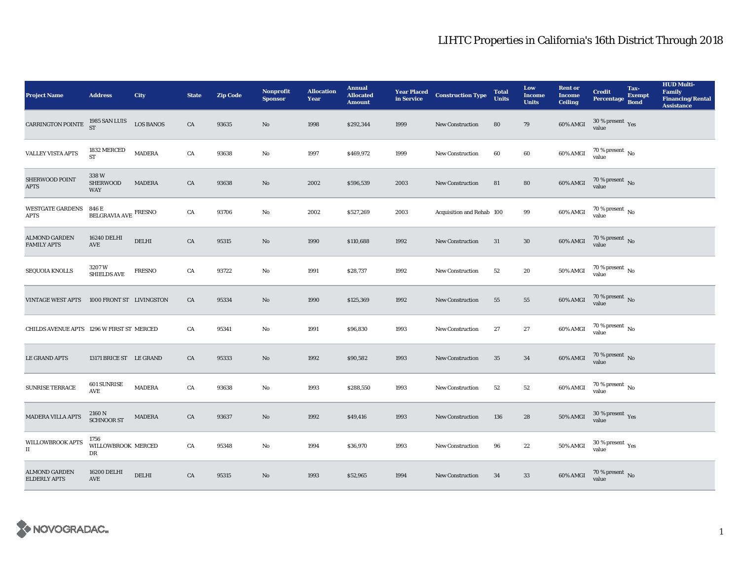# LIHTC Properties in California's 16th District Through 2018

| Project Name | Address | City | State | Zip Code | Nonprofit Sponsor | Allocation Year | Annual Allocated Amount | Year Placed in Service | Construction Type | Total Units | Low Income Units | Rent or Income Ceiling | Credit Percentage | Tax-Exempt Bond | HUD Multi-Family Financing/Rental Assistance |
|---|---|---|---|---|---|---|---|---|---|---|---|---|---|---|---|
| CARRINGTON POINTE | 1985 SAN LUIS ST | LOS BANOS | CA | 93635 | No | 1998 | $292,344 | 1999 | New Construction | 80 | 79 | 60% AMGI | 30 % present value | Yes | |
| VALLEY VISTA APTS | 1832 MERCED ST | MADERA | CA | 93638 | No | 1997 | $469,972 | 1999 | New Construction | 60 | 60 | 60% AMGI | 70 % present value | No | |
| SHERWOOD POINT APTS | 338 W SHERWOOD WAY | MADERA | CA | 93638 | No | 2002 | $596,539 | 2003 | New Construction | 81 | 80 | 60% AMGI | 70 % present value | No | |
| WESTGATE GARDENS APTS | 846 E BELGRAVIA AVE | FRESNO | CA | 93706 | No | 2002 | $527,269 | 2003 | Acquisition and Rehab | 100 | 99 | 60% AMGI | 70 % present value | No | |
| ALMOND GARDEN FAMILY APTS | 16240 DELHI AVE | DELHI | CA | 95315 | No | 1990 | $110,688 | 1992 | New Construction | 31 | 30 | 60% AMGI | 70 % present value | No | |
| SEQUOIA KNOLLS | 3207 W SHIELDS AVE | FRESNO | CA | 93722 | No | 1991 | $28,737 | 1992 | New Construction | 52 | 20 | 50% AMGI | 70 % present value | No | |
| VINTAGE WEST APTS | 1000 FRONT ST | LIVINGSTON | CA | 95334 | No | 1990 | $125,369 | 1992 | New Construction | 55 | 55 | 60% AMGI | 70 % present value | No | |
| CHILDS AVENUE APTS | 1296 W FIRST ST | MERCED | CA | 95341 | No | 1991 | $96,830 | 1993 | New Construction | 27 | 27 | 60% AMGI | 70 % present value | No | |
| LE GRAND APTS | 13171 BRICE ST | LE GRAND | CA | 95333 | No | 1992 | $90,582 | 1993 | New Construction | 35 | 34 | 60% AMGI | 70 % present value | No | |
| SUNRISE TERRACE | 601 SUNRISE AVE | MADERA | CA | 93638 | No | 1993 | $288,550 | 1993 | New Construction | 52 | 52 | 60% AMGI | 70 % present value | No | |
| MADERA VILLA APTS | 2160 N SCHNOOR ST | MADERA | CA | 93637 | No | 1992 | $49,416 | 1993 | New Construction | 136 | 28 | 50% AMGI | 30 % present value | Yes | |
| WILLOWBROOK APTS II | 1756 WILLOWBROOK DR | MERCED | CA | 95348 | No | 1994 | $36,970 | 1993 | New Construction | 96 | 22 | 50% AMGI | 30 % present value | Yes | |
| ALMOND GARDEN ELDERLY APTS | 16200 DELHI AVE | DELHI | CA | 95315 | No | 1993 | $52,965 | 1994 | New Construction | 34 | 33 | 60% AMGI | 70 % present value | No | |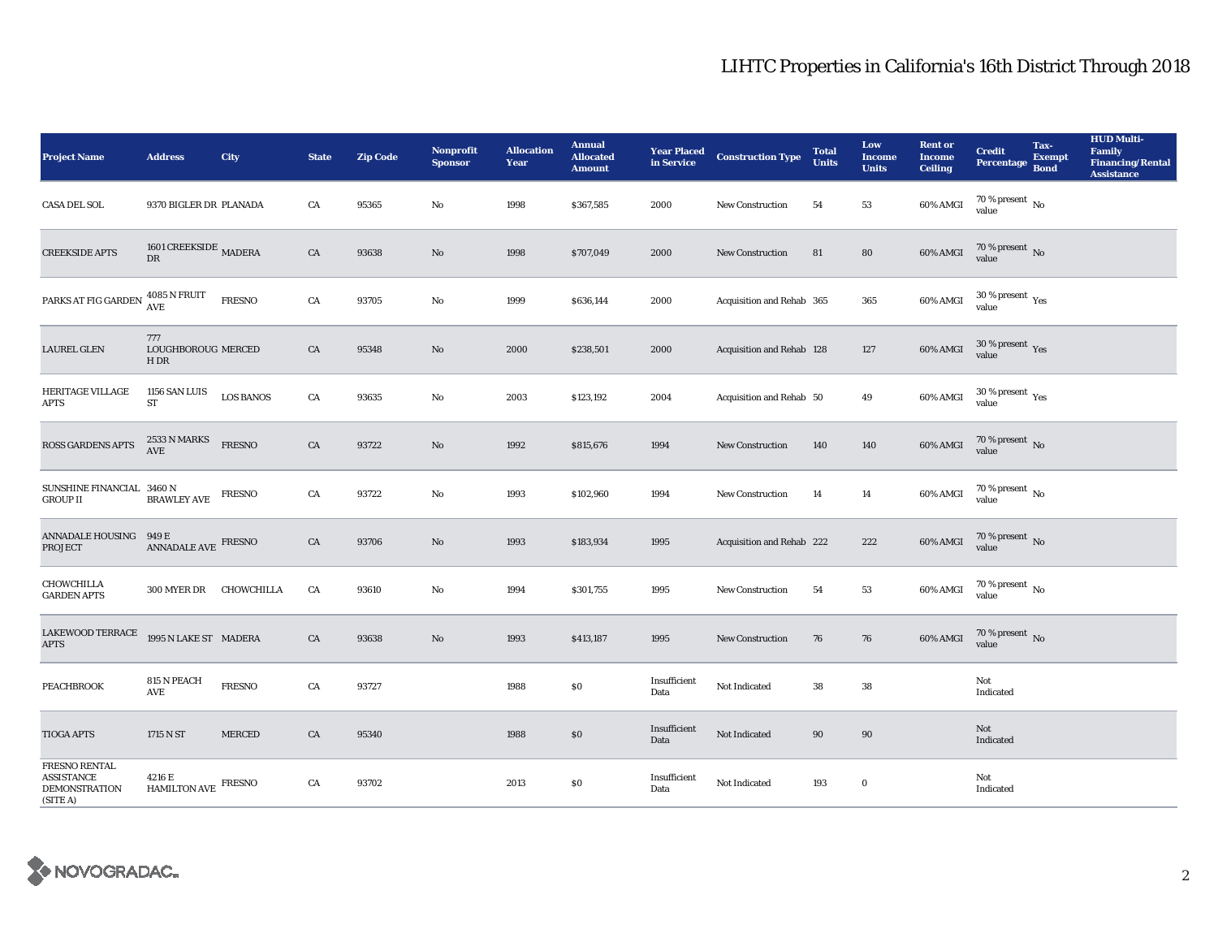# LIHTC Properties in California's 16th District Through 2018

| Project Name | Address | City | State | Zip Code | Nonprofit Sponsor | Allocation Year | Annual Allocated Amount | Year Placed in Service | Construction Type | Total Units | Low Income Units | Rent or Income Ceiling | Credit Percentage | Tax-Exempt Bond | HUD Multi-Family Financing/Rental Assistance |
|---|---|---|---|---|---|---|---|---|---|---|---|---|---|---|---|
| CASA DEL SOL | 9370 BIGLER DR | PLANADA | CA | 95365 | No | 1998 | $367,585 | 2000 | New Construction | 54 | 53 | 60% AMGI | 70 % present value | No | |
| CREEKSIDE APTS | 1601 CREEKSIDE DR | MADERA | CA | 93638 | No | 1998 | $707,049 | 2000 | New Construction | 81 | 80 | 60% AMGI | 70 % present value | No | |
| PARKS AT FIG GARDEN | 4085 N FRUIT AVE | FRESNO | CA | 93705 | No | 1999 | $636,144 | 2000 | Acquisition and Rehab | 365 | 365 | 60% AMGI | 30 % present value | Yes | |
| LAUREL GLEN | 777 LOUGHBOROUGH DR | MERCED | CA | 95348 | No | 2000 | $238,501 | 2000 | Acquisition and Rehab | 128 | 127 | 60% AMGI | 30 % present value | Yes | |
| HERITAGE VILLAGE APTS | 1156 SAN LUIS ST | LOS BANOS | CA | 93635 | No | 2003 | $123,192 | 2004 | Acquisition and Rehab | 50 | 49 | 60% AMGI | 30 % present value | Yes | |
| ROSS GARDENS APTS | 2533 N MARKS AVE | FRESNO | CA | 93722 | No | 1992 | $815,676 | 1994 | New Construction | 140 | 140 | 60% AMGI | 70 % present value | No | |
| SUNSHINE FINANCIAL GROUP II | 3460 N BRAWLEY AVE | FRESNO | CA | 93722 | No | 1993 | $102,960 | 1994 | New Construction | 14 | 14 | 60% AMGI | 70 % present value | No | |
| ANNADALE HOUSING PROJECT | 949 E ANNADALE AVE | FRESNO | CA | 93706 | No | 1993 | $183,934 | 1995 | Acquisition and Rehab | 222 | 222 | 60% AMGI | 70 % present value | No | |
| CHOWCHILLA GARDEN APTS | 300 MYER DR | CHOWCHILLA | CA | 93610 | No | 1994 | $301,755 | 1995 | New Construction | 54 | 53 | 60% AMGI | 70 % present value | No | |
| LAKEWOOD TERRACE APTS | 1995 N LAKE ST | MADERA | CA | 93638 | No | 1993 | $413,187 | 1995 | New Construction | 76 | 76 | 60% AMGI | 70 % present value | No | |
| PEACHBROOK | 815 N PEACH AVE | FRESNO | CA | 93727 | | 1988 | $0 | Insufficient Data | Not Indicated | 38 | 38 | | Not Indicated | | |
| TIOGA APTS | 1715 N ST | MERCED | CA | 95340 | | 1988 | $0 | Insufficient Data | Not Indicated | 90 | 90 | | Not Indicated | | |
| FRESNO RENTAL ASSISTANCE DEMONSTRATION (SITE A) | 4216 E HAMILTON AVE | FRESNO | CA | 93702 | | 2013 | $0 | Insufficient Data | Not Indicated | 193 | 0 | | Not Indicated | | |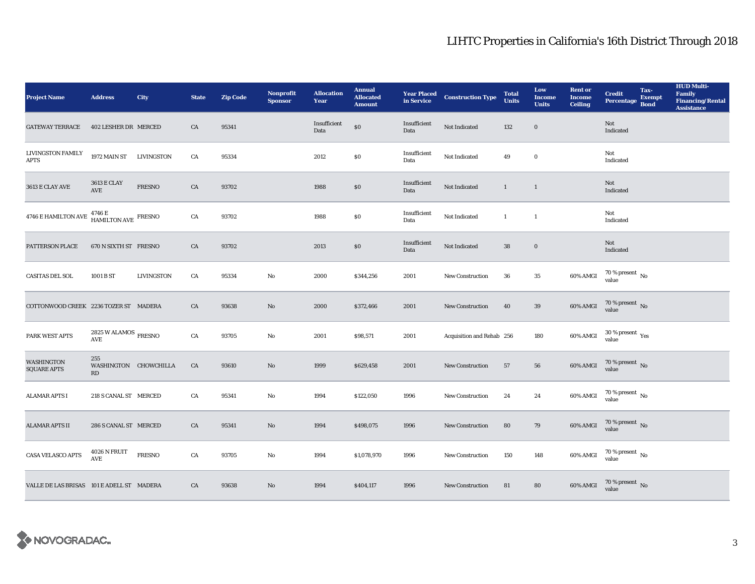# LIHTC Properties in California's 16th District Through 2018

| Project Name | Address | City | State | Zip Code | Nonprofit Sponsor | Allocation Year | Annual Allocated Amount | Year Placed in Service | Construction Type | Total Units | Low Income Units | Rent or Income Ceiling | Credit Percentage | Tax-Exempt Bond | HUD Multi-Family Financing/Rental Assistance |
|---|---|---|---|---|---|---|---|---|---|---|---|---|---|---|---|
| GATEWAY TERRACE | 402 LESHER DR | MERCED | CA | 95341 | | Insufficient Data | $0 | Insufficient Data | Not Indicated | 132 | 0 | | Not Indicated | | |
| LIVINGSTON FAMILY APTS | 1972 MAIN ST | LIVINGSTON | CA | 95334 | | 2012 | $0 | Insufficient Data | Not Indicated | 49 | 0 | | Not Indicated | | |
| 3613 E CLAY AVE | 3613 E CLAY AVE | FRESNO | CA | 93702 | | 1988 | $0 | Insufficient Data | Not Indicated | 1 | 1 | | Not Indicated | | |
| 4746 E HAMILTON AVE | 4746 E HAMILTON AVE | FRESNO | CA | 93702 | | 1988 | $0 | Insufficient Data | Not Indicated | 1 | 1 | | Not Indicated | | |
| PATTERSON PLACE | 670 N SIXTH ST | FRESNO | CA | 93702 | | 2013 | $0 | Insufficient Data | Not Indicated | 38 | 0 | | Not Indicated | | |
| CASITAS DEL SOL | 1001 B ST | LIVINGSTON | CA | 95334 | No | 2000 | $344,256 | 2001 | New Construction | 36 | 35 | 60% AMGI | 70 % present value | No | |
| COTTONWOOD CREEK | 2236 TOZER ST | MADERA | CA | 93638 | No | 2000 | $372,466 | 2001 | New Construction | 40 | 39 | 60% AMGI | 70 % present value | No | |
| PARK WEST APTS | 2825 W ALAMOS AVE | FRESNO | CA | 93705 | No | 2001 | $98,571 | 2001 | Acquisition and Rehab | 256 | 180 | 60% AMGI | 30 % present value | Yes | |
| WASHINGTON SQUARE APTS | 255 WASHINGTON RD | CHOWCHILLA | CA | 93610 | No | 1999 | $629,458 | 2001 | New Construction | 57 | 56 | 60% AMGI | 70 % present value | No | |
| ALAMAR APTS I | 218 S CANAL ST | MERCED | CA | 95341 | No | 1994 | $122,050 | 1996 | New Construction | 24 | 24 | 60% AMGI | 70 % present value | No | |
| ALAMAR APTS II | 286 S CANAL ST | MERCED | CA | 95341 | No | 1994 | $498,075 | 1996 | New Construction | 80 | 79 | 60% AMGI | 70 % present value | No | |
| CASA VELASCO APTS | 4026 N FRUIT AVE | FRESNO | CA | 93705 | No | 1994 | $1,078,970 | 1996 | New Construction | 150 | 148 | 60% AMGI | 70 % present value | No | |
| VALLE DE LAS BRISAS | 101 E ADELL ST | MADERA | CA | 93638 | No | 1994 | $404,117 | 1996 | New Construction | 81 | 80 | 60% AMGI | 70 % present value | No | |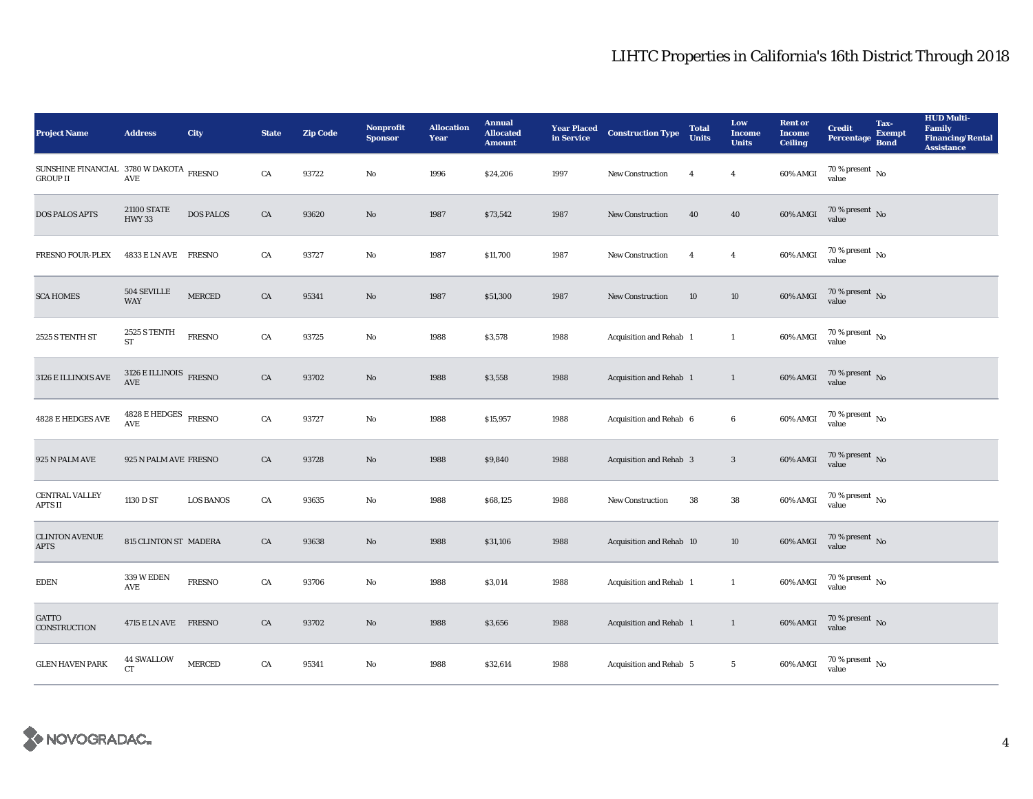# LIHTC Properties in California's 16th District Through 2018

| Project Name | Address | City | State | Zip Code | Nonprofit Sponsor | Allocation Year | Annual Allocated Amount | Year Placed in Service | Construction Type | Total Units | Low Income Units | Rent or Income Ceiling | Credit Percentage | Tax-Exempt Bond | HUD Multi-Family Financing/Rental Assistance |
|---|---|---|---|---|---|---|---|---|---|---|---|---|---|---|---|
| SUNSHINE FINANCIAL GROUP II | 3780 W DAKOTA AVE | FRESNO | CA | 93722 | No | 1996 | $24,206 | 1997 | New Construction | 4 | 4 | 60% AMGI | 70 % present value | No | |
| DOS PALOS APTS | 21100 STATE HWY 33 | DOS PALOS | CA | 93620 | No | 1987 | $73,542 | 1987 | New Construction | 40 | 40 | 60% AMGI | 70 % present value | No | |
| FRESNO FOUR-PLEX | 4833 E LN AVE | FRESNO | CA | 93727 | No | 1987 | $11,700 | 1987 | New Construction | 4 | 4 | 60% AMGI | 70 % present value | No | |
| SCA HOMES | 504 SEVILLE WAY | MERCED | CA | 95341 | No | 1987 | $51,300 | 1987 | New Construction | 10 | 10 | 60% AMGI | 70 % present value | No | |
| 2525 S TENTH ST | 2525 S TENTH ST | FRESNO | CA | 93725 | No | 1988 | $3,578 | 1988 | Acquisition and Rehab | 1 | 1 | 60% AMGI | 70 % present value | No | |
| 3126 E ILLINOIS AVE | 3126 E ILLINOIS AVE | FRESNO | CA | 93702 | No | 1988 | $3,558 | 1988 | Acquisition and Rehab | 1 | 1 | 60% AMGI | 70 % present value | No | |
| 4828 E HEDGES AVE | 4828 E HEDGES AVE | FRESNO | CA | 93727 | No | 1988 | $15,957 | 1988 | Acquisition and Rehab | 6 | 6 | 60% AMGI | 70 % present value | No | |
| 925 N PALM AVE | 925 N PALM AVE | FRESNO | CA | 93728 | No | 1988 | $9,840 | 1988 | Acquisition and Rehab | 3 | 3 | 60% AMGI | 70 % present value | No | |
| CENTRAL VALLEY APTS II | 1130 D ST | LOS BANOS | CA | 93635 | No | 1988 | $68,125 | 1988 | New Construction | 38 | 38 | 60% AMGI | 70 % present value | No | |
| CLINTON AVENUE APTS | 815 CLINTON ST | MADERA | CA | 93638 | No | 1988 | $31,106 | 1988 | Acquisition and Rehab | 10 | 10 | 60% AMGI | 70 % present value | No | |
| EDEN | 339 W EDEN AVE | FRESNO | CA | 93706 | No | 1988 | $3,014 | 1988 | Acquisition and Rehab | 1 | 1 | 60% AMGI | 70 % present value | No | |
| GATTO CONSTRUCTION | 4715 E LN AVE | FRESNO | CA | 93702 | No | 1988 | $3,656 | 1988 | Acquisition and Rehab | 1 | 1 | 60% AMGI | 70 % present value | No | |
| GLEN HAVEN PARK | 44 SWALLOW CT | MERCED | CA | 95341 | No | 1988 | $32,614 | 1988 | Acquisition and Rehab | 5 | 5 | 60% AMGI | 70 % present value | No | |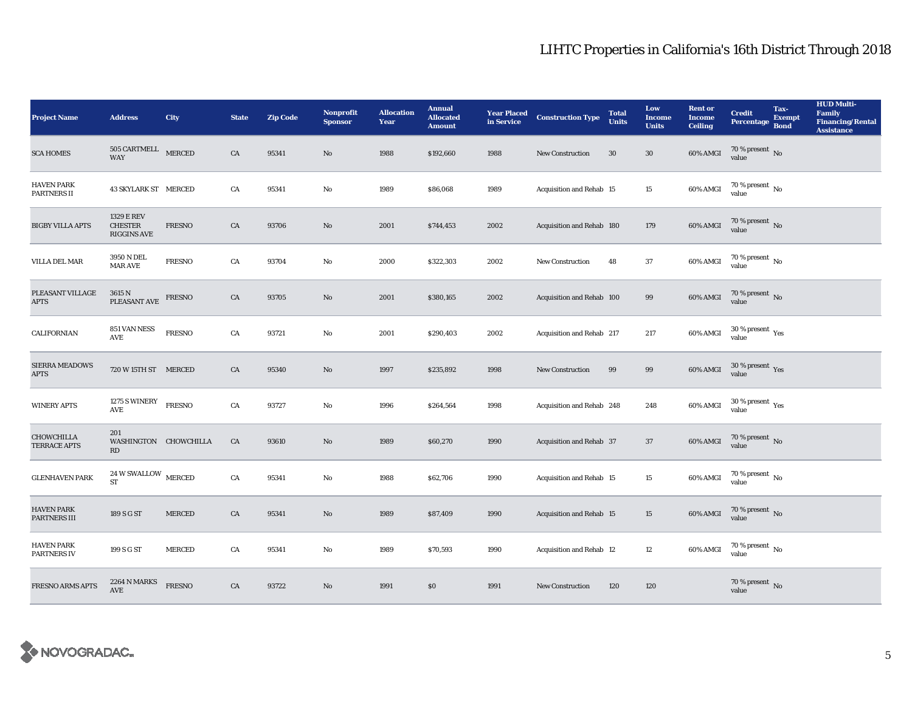# LIHTC Properties in California's 16th District Through 2018

| Project Name | Address | City | State | Zip Code | Nonprofit Sponsor | Allocation Year | Annual Allocated Amount | Year Placed in Service | Construction Type | Total Units | Low Income Units | Rent or Income Ceiling | Credit Percentage | Tax-Exempt Bond | HUD Multi-Family Financing/Rental Assistance |
|---|---|---|---|---|---|---|---|---|---|---|---|---|---|---|---|
| SCA HOMES | 505 CARTMELL WAY | MERCED | CA | 95341 | No | 1988 | $192,660 | 1988 | New Construction | 30 | 30 | 60% AMGI | 70 % present value | No | |
| HAVEN PARK PARTNERS II | 43 SKYLARK ST | MERCED | CA | 95341 | No | 1989 | $86,068 | 1989 | Acquisition and Rehab | 15 | 15 | 60% AMGI | 70 % present value | No | |
| BIGBY VILLA APTS | 1329 E REV CHESTER RIGGINS AVE | FRESNO | CA | 93706 | No | 2001 | $744,453 | 2002 | Acquisition and Rehab | 180 | 179 | 60% AMGI | 70 % present value | No | |
| VILLA DEL MAR | 3950 N DEL MAR AVE | FRESNO | CA | 93704 | No | 2000 | $322,303 | 2002 | New Construction | 48 | 37 | 60% AMGI | 70 % present value | No | |
| PLEASANT VILLAGE APTS | 3615 N PLEASANT AVE | FRESNO | CA | 93705 | No | 2001 | $380,165 | 2002 | Acquisition and Rehab | 100 | 99 | 60% AMGI | 70 % present value | No | |
| CALIFORNIAN | 851 VAN NESS AVE | FRESNO | CA | 93721 | No | 2001 | $290,403 | 2002 | Acquisition and Rehab | 217 | 217 | 60% AMGI | 30 % present value | Yes | |
| SIERRA MEADOWS APTS | 720 W 15TH ST | MERCED | CA | 95340 | No | 1997 | $235,892 | 1998 | New Construction | 99 | 99 | 60% AMGI | 30 % present value | Yes | |
| WINERY APTS | 1275 S WINERY AVE | FRESNO | CA | 93727 | No | 1996 | $264,564 | 1998 | Acquisition and Rehab | 248 | 248 | 60% AMGI | 30 % present value | Yes | |
| CHOWCHILLA TERRACE APTS | 201 WASHINGTON RD | CHOWCHILLA | CA | 93610 | No | 1989 | $60,270 | 1990 | Acquisition and Rehab | 37 | 37 | 60% AMGI | 70 % present value | No | |
| GLENHAVEN PARK | 24 W SWALLOW ST | MERCED | CA | 95341 | No | 1988 | $62,706 | 1990 | Acquisition and Rehab | 15 | 15 | 60% AMGI | 70 % present value | No | |
| HAVEN PARK PARTNERS III | 189 S G ST | MERCED | CA | 95341 | No | 1989 | $87,409 | 1990 | Acquisition and Rehab | 15 | 15 | 60% AMGI | 70 % present value | No | |
| HAVEN PARK PARTNERS IV | 199 S G ST | MERCED | CA | 95341 | No | 1989 | $70,593 | 1990 | Acquisition and Rehab | 12 | 12 | 60% AMGI | 70 % present value | No | |
| FRESNO ARMS APTS | 2264 N MARKS AVE | FRESNO | CA | 93722 | No | 1991 | $0 | 1991 | New Construction | 120 | 120 | | 70 % present value | No | |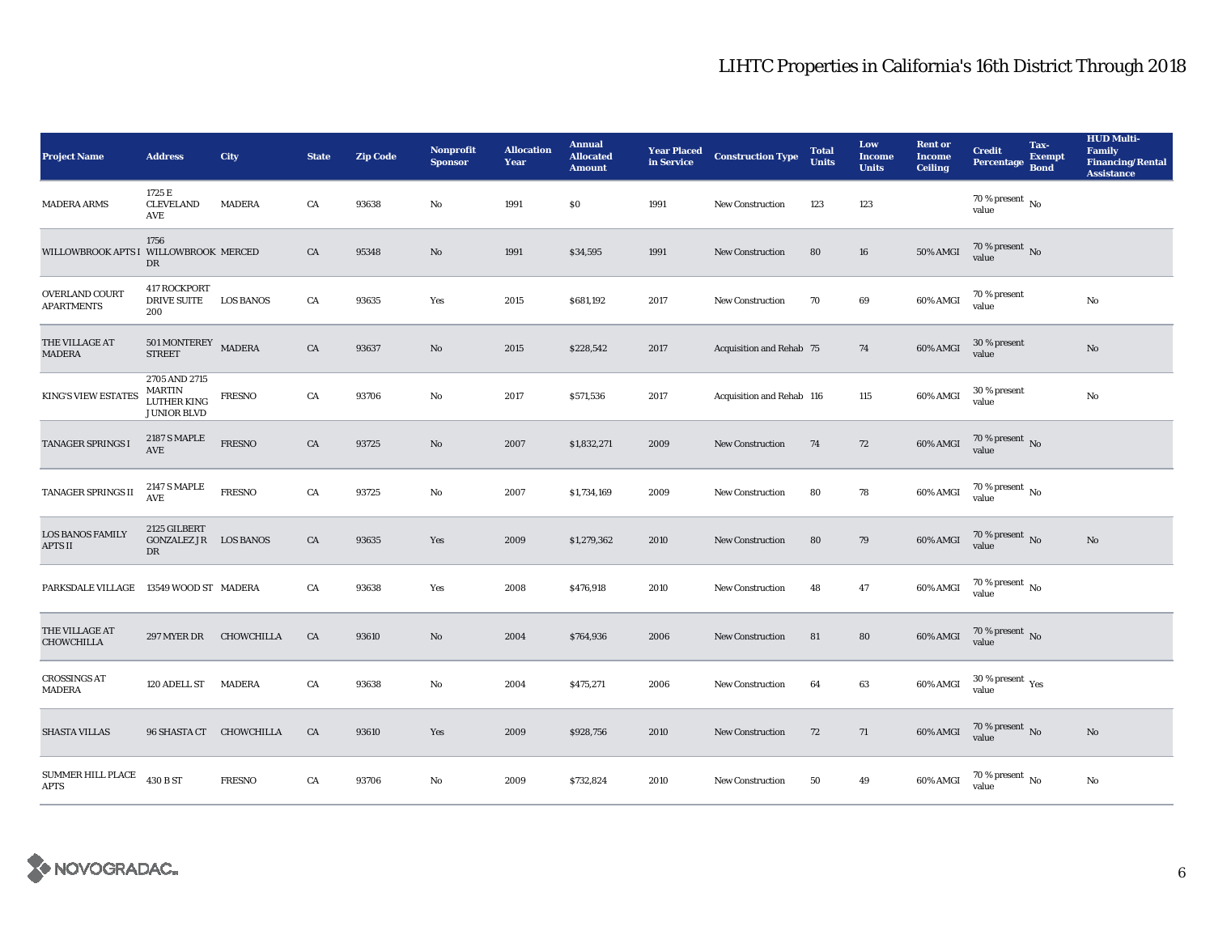# LIHTC Properties in California's 16th District Through 2018

| Project Name | Address | City | State | Zip Code | Nonprofit Sponsor | Allocation Year | Annual Allocated Amount | Year Placed in Service | Construction Type | Total Units | Low Income Units | Rent or Income Ceiling | Credit Percentage | Tax-Exempt Bond | HUD Multi-Family Financing/Rental Assistance |
|---|---|---|---|---|---|---|---|---|---|---|---|---|---|---|---|
| MADERA ARMS | 1725 E CLEVELAND AVE | MADERA | CA | 93638 | No | 1991 | $0 | 1991 | New Construction | 123 | 123 | | 70 % present value | No | |
| WILLOWBROOK APTS I | 1756 WILLOWBROOK DR | MERCED | CA | 95348 | No | 1991 | $34,595 | 1991 | New Construction | 80 | 16 | 50% AMGI | 70 % present value | No | |
| OVERLAND COURT APARTMENTS | 417 ROCKPORT DRIVE SUITE 200 | LOS BANOS | CA | 93635 | Yes | 2015 | $681,192 | 2017 | New Construction | 70 | 69 | 60% AMGI | 70 % present value | | No |
| THE VILLAGE AT MADERA | 501 MONTEREY STREET | MADERA | CA | 93637 | No | 2015 | $228,542 | 2017 | Acquisition and Rehab | 75 | 74 | 60% AMGI | 30 % present value | | No |
| KING'S VIEW ESTATES | 2705 AND 2715 MARTIN LUTHER KING JUNIOR BLVD | FRESNO | CA | 93706 | No | 2017 | $571,536 | 2017 | Acquisition and Rehab | 116 | 115 | 60% AMGI | 30 % present value | | No |
| TANAGER SPRINGS I | 2187 S MAPLE AVE | FRESNO | CA | 93725 | No | 2007 | $1,832,271 | 2009 | New Construction | 74 | 72 | 60% AMGI | 70 % present value | No | |
| TANAGER SPRINGS II | 2147 S MAPLE AVE | FRESNO | CA | 93725 | No | 2007 | $1,734,169 | 2009 | New Construction | 80 | 78 | 60% AMGI | 70 % present value | No | |
| LOS BANOS FAMILY APTS II | 2125 GILBERT GONZALEZ JR DR | LOS BANOS | CA | 93635 | Yes | 2009 | $1,279,362 | 2010 | New Construction | 80 | 79 | 60% AMGI | 70 % present value | No | No |
| PARKSDALE VILLAGE | 13549 WOOD ST | MADERA | CA | 93638 | Yes | 2008 | $476,918 | 2010 | New Construction | 48 | 47 | 60% AMGI | 70 % present value | No | |
| THE VILLAGE AT CHOWCHILLA | 297 MYER DR | CHOWCHILLA | CA | 93610 | No | 2004 | $764,936 | 2006 | New Construction | 81 | 80 | 60% AMGI | 70 % present value | No | |
| CROSSINGS AT MADERA | 120 ADELL ST | MADERA | CA | 93638 | No | 2004 | $475,271 | 2006 | New Construction | 64 | 63 | 60% AMGI | 30 % present value | Yes | |
| SHASTA VILLAS | 96 SHASTA CT | CHOWCHILLA | CA | 93610 | Yes | 2009 | $928,756 | 2010 | New Construction | 72 | 71 | 60% AMGI | 70 % present value | No | No |
| SUMMER HILL PLACE APTS | 430 B ST | FRESNO | CA | 93706 | No | 2009 | $732,824 | 2010 | New Construction | 50 | 49 | 60% AMGI | 70 % present value | No | No |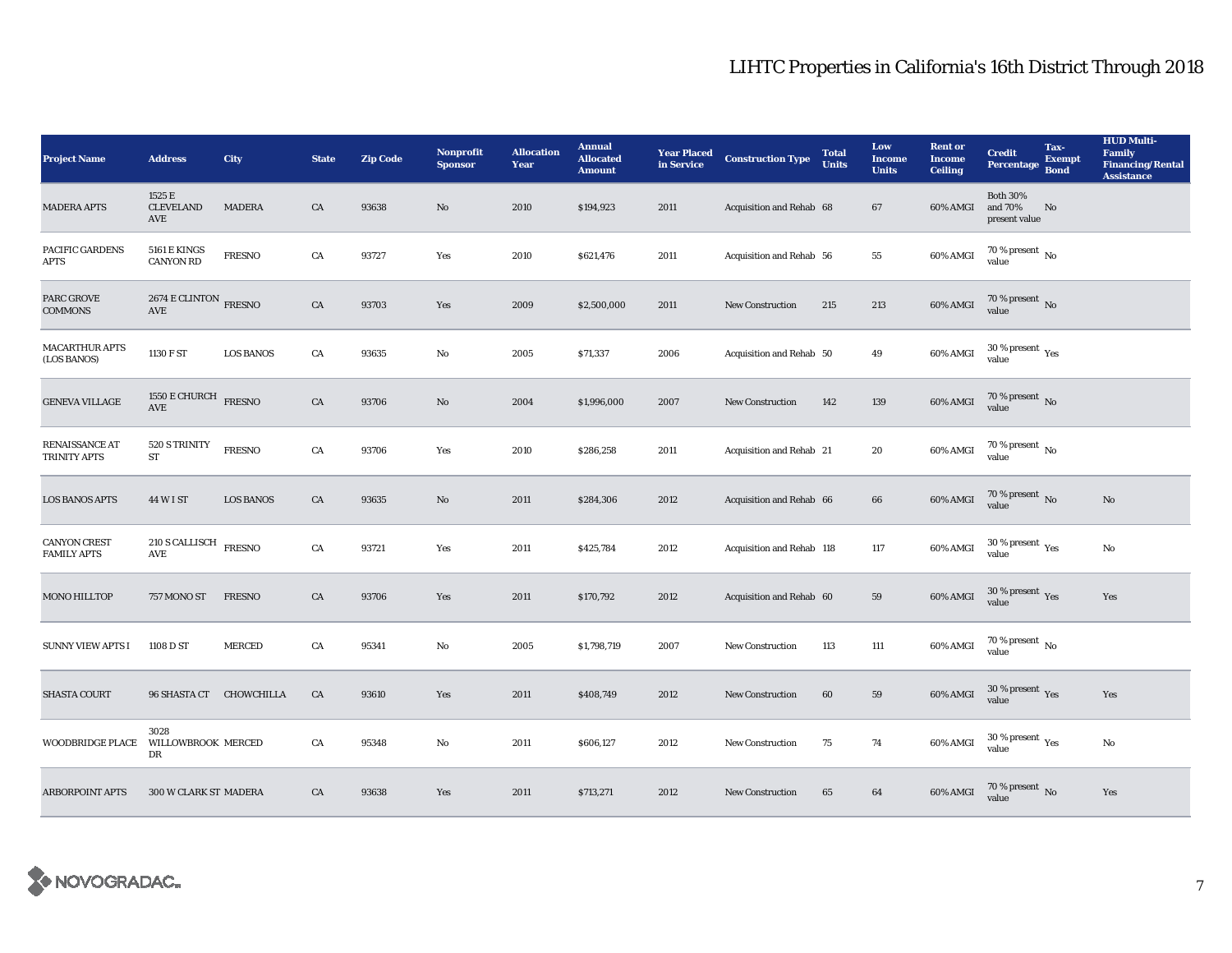# LIHTC Properties in California's 16th District Through 2018

| Project Name | Address | City | State | Zip Code | Nonprofit Sponsor | Allocation Year | Annual Allocated Amount | Year Placed in Service | Construction Type | Total Units | Low Income Units | Rent or Income Ceiling | Credit Percentage | Tax-Exempt Bond | HUD Multi-Family Financing/Rental Assistance |
|---|---|---|---|---|---|---|---|---|---|---|---|---|---|---|---|
| MADERA APTS | 1525 E CLEVELAND AVE | MADERA | CA | 93638 | No | 2010 | $194,923 | 2011 | Acquisition and Rehab | 68 | 67 | 60% AMGI | Both 30% and 70% present value | No | |
| PACIFIC GARDENS APTS | 5161 E KINGS CANYON RD | FRESNO | CA | 93727 | Yes | 2010 | $621,476 | 2011 | Acquisition and Rehab | 56 | 55 | 60% AMGI | 70 % present value | No | |
| PARC GROVE COMMONS | 2674 E CLINTON AVE | FRESNO | CA | 93703 | Yes | 2009 | $2,500,000 | 2011 | New Construction | 215 | 213 | 60% AMGI | 70 % present value | No | |
| MACARTHUR APTS (LOS BANOS) | 1130 F ST | LOS BANOS | CA | 93635 | No | 2005 | $71,337 | 2006 | Acquisition and Rehab | 50 | 49 | 60% AMGI | 30 % present value | Yes | |
| GENEVA VILLAGE | 1550 E CHURCH AVE | FRESNO | CA | 93706 | No | 2004 | $1,996,000 | 2007 | New Construction | 142 | 139 | 60% AMGI | 70 % present value | No | |
| RENAISSANCE AT TRINITY APTS | 520 S TRINITY ST | FRESNO | CA | 93706 | Yes | 2010 | $286,258 | 2011 | Acquisition and Rehab | 21 | 20 | 60% AMGI | 70 % present value | No | |
| LOS BANOS APTS | 44 W I ST | LOS BANOS | CA | 93635 | No | 2011 | $284,306 | 2012 | Acquisition and Rehab | 66 | 66 | 60% AMGI | 70 % present value | No | No |
| CANYON CREST FAMILY APTS | 210 S CALLISCH AVE | FRESNO | CA | 93721 | Yes | 2011 | $425,784 | 2012 | Acquisition and Rehab | 118 | 117 | 60% AMGI | 30 % present value | Yes | No |
| MONO HILLTOP | 757 MONO ST | FRESNO | CA | 93706 | Yes | 2011 | $170,792 | 2012 | Acquisition and Rehab | 60 | 59 | 60% AMGI | 30 % present value | Yes | Yes |
| SUNNY VIEW APTS I | 1108 D ST | MERCED | CA | 95341 | No | 2005 | $1,798,719 | 2007 | New Construction | 113 | 111 | 60% AMGI | 70 % present value | No | |
| SHASTA COURT | 96 SHASTA CT | CHOWCHILLA | CA | 93610 | Yes | 2011 | $408,749 | 2012 | New Construction | 60 | 59 | 60% AMGI | 30 % present value | Yes | Yes |
| WOODBRIDGE PLACE | 3028 WILLOWBROOK DR | MERCED | CA | 95348 | No | 2011 | $606,127 | 2012 | New Construction | 75 | 74 | 60% AMGI | 30 % present value | Yes | No |
| ARBORPOINT APTS | 300 W CLARK ST | MADERA | CA | 93638 | Yes | 2011 | $713,271 | 2012 | New Construction | 65 | 64 | 60% AMGI | 70 % present value | No | Yes |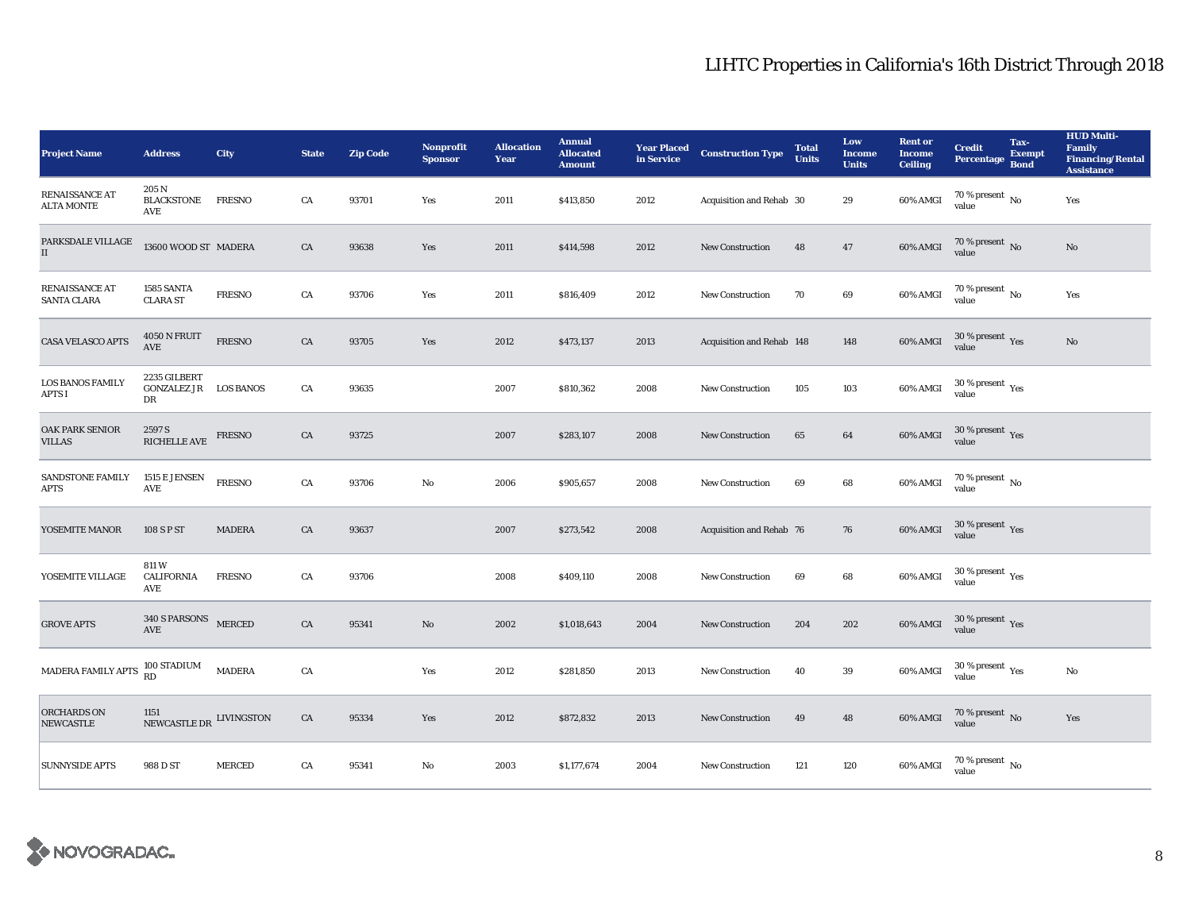# LIHTC Properties in California's 16th District Through 2018

| Project Name | Address | City | State | Zip Code | Nonprofit Sponsor | Allocation Year | Annual Allocated Amount | Year Placed in Service | Construction Type | Total Units | Low Income Units | Rent or Income Ceiling | Credit Percentage | Tax-Exempt Bond | HUD Multi-Family Financing/Rental Assistance |
|---|---|---|---|---|---|---|---|---|---|---|---|---|---|---|---|
| RENAISSANCE AT ALTA MONTE | 205 N BLACKSTONE AVE | FRESNO | CA | 93701 | Yes | 2011 | $413,850 | 2012 | Acquisition and Rehab | 30 | 29 | 60% AMGI | 70 % present value | No | Yes |
| PARKSDALE VILLAGE II | 13600 WOOD ST | MADERA | CA | 93638 | Yes | 2011 | $414,598 | 2012 | New Construction | 48 | 47 | 60% AMGI | 70 % present value | No | No |
| RENAISSANCE AT SANTA CLARA | 1585 SANTA CLARA ST | FRESNO | CA | 93706 | Yes | 2011 | $816,409 | 2012 | New Construction | 70 | 69 | 60% AMGI | 70 % present value | No | Yes |
| CASA VELASCO APTS | 4050 N FRUIT AVE | FRESNO | CA | 93705 | Yes | 2012 | $473,137 | 2013 | Acquisition and Rehab | 148 | 148 | 60% AMGI | 30 % present value | Yes | No |
| LOS BANOS FAMILY APTS I | 2235 GILBERT GONZALEZ JR DR | LOS BANOS | CA | 93635 | | 2007 | $810,362 | 2008 | New Construction | 105 | 103 | 60% AMGI | 30 % present value | Yes | |
| OAK PARK SENIOR VILLAS | 2597 S RICHELLE AVE | FRESNO | CA | 93725 | | 2007 | $283,107 | 2008 | New Construction | 65 | 64 | 60% AMGI | 30 % present value | Yes | |
| SANDSTONE FAMILY APTS | 1515 E JENSEN AVE | FRESNO | CA | 93706 | No | 2006 | $905,657 | 2008 | New Construction | 69 | 68 | 60% AMGI | 70 % present value | No | |
| YOSEMITE MANOR | 108 S P ST | MADERA | CA | 93637 | | 2007 | $273,542 | 2008 | Acquisition and Rehab | 76 | 76 | 60% AMGI | 30 % present value | Yes | |
| YOSEMITE VILLAGE | 811 W CALIFORNIA AVE | FRESNO | CA | 93706 | | 2008 | $409,110 | 2008 | New Construction | 69 | 68 | 60% AMGI | 30 % present value | Yes | |
| GROVE APTS | 340 S PARSONS AVE | MERCED | CA | 95341 | No | 2002 | $1,018,643 | 2004 | New Construction | 204 | 202 | 60% AMGI | 30 % present value | Yes | |
| MADERA FAMILY APTS | 100 STADIUM RD | MADERA | CA | | Yes | 2012 | $281,850 | 2013 | New Construction | 40 | 39 | 60% AMGI | 30 % present value | Yes | No |
| ORCHARDS ON NEWCASTLE | 1151 NEWCASTLE DR | LIVINGSTON | CA | 95334 | Yes | 2012 | $872,832 | 2013 | New Construction | 49 | 48 | 60% AMGI | 70 % present value | No | Yes |
| SUNNYSIDE APTS | 988 D ST | MERCED | CA | 95341 | No | 2003 | $1,177,674 | 2004 | New Construction | 121 | 120 | 60% AMGI | 70 % present value | No | |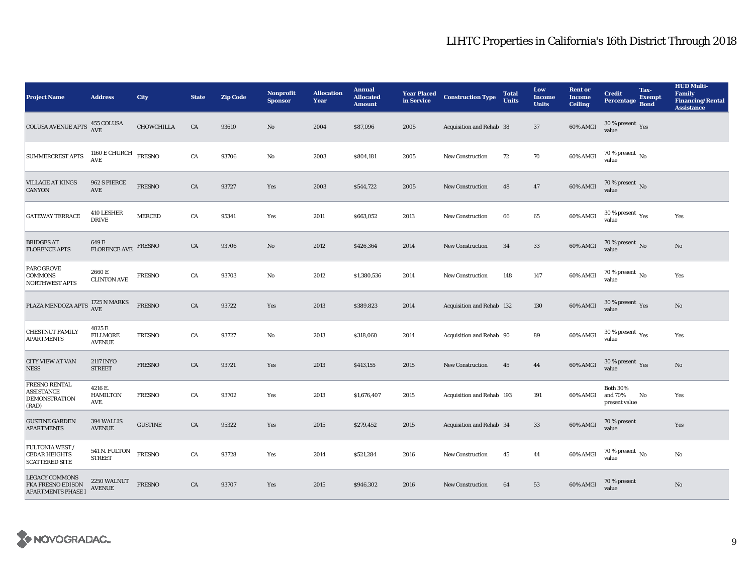# LIHTC Properties in California's 16th District Through 2018

| Project Name | Address | City | State | Zip Code | Nonprofit Sponsor | Allocation Year | Annual Allocated Amount | Year Placed in Service | Construction Type | Total Units | Low Income Units | Rent or Income Ceiling | Credit Percentage | Tax-Exempt Bond | HUD Multi-Family Financing/Rental Assistance |
|---|---|---|---|---|---|---|---|---|---|---|---|---|---|---|---|
| COLUSA AVENUE APTS | 455 COLUSA AVE | CHOWCHILLA | CA | 93610 | No | 2004 | $87,096 | 2005 | Acquisition and Rehab | 38 | 37 | 60% AMGI | 30 % present value | Yes | |
| SUMMERCREST APTS | 1160 E CHURCH AVE | FRESNO | CA | 93706 | No | 2003 | $804,181 | 2005 | New Construction | 72 | 70 | 60% AMGI | 70 % present value | No | |
| VILLAGE AT KINGS CANYON | 962 S PIERCE AVE | FRESNO | CA | 93727 | Yes | 2003 | $544,722 | 2005 | New Construction | 48 | 47 | 60% AMGI | 70 % present value | No | |
| GATEWAY TERRACE | 410 LESHER DRIVE | MERCED | CA | 95341 | Yes | 2011 | $663,052 | 2013 | New Construction | 66 | 65 | 60% AMGI | 30 % present value | Yes | Yes |
| BRIDGES AT FLORENCE APTS | 649 E FLORENCE AVE | FRESNO | CA | 93706 | No | 2012 | $426,364 | 2014 | New Construction | 34 | 33 | 60% AMGI | 70 % present value | No | No |
| PARC GROVE COMMONS NORTHWEST APTS | 2660 E CLINTON AVE | FRESNO | CA | 93703 | No | 2012 | $1,380,536 | 2014 | New Construction | 148 | 147 | 60% AMGI | 70 % present value | No | Yes |
| PLAZA MENDOZA APTS | 1725 N MARKS AVE | FRESNO | CA | 93722 | Yes | 2013 | $389,823 | 2014 | Acquisition and Rehab | 132 | 130 | 60% AMGI | 30 % present value | Yes | No |
| CHESTNUT FAMILY APARTMENTS | 4825 E. FILLMORE AVENUE | FRESNO | CA | 93727 | No | 2013 | $318,060 | 2014 | Acquisition and Rehab | 90 | 89 | 60% AMGI | 30 % present value | Yes | Yes |
| CITY VIEW AT VAN NESS | 2117 INYO STREET | FRESNO | CA | 93721 | Yes | 2013 | $413,155 | 2015 | New Construction | 45 | 44 | 60% AMGI | 30 % present value | Yes | No |
| FRESNO RENTAL ASSISTANCE DEMONSTRATION (RAD) | 4216 E. HAMILTON AVE. | FRESNO | CA | 93702 | Yes | 2013 | $1,676,407 | 2015 | Acquisition and Rehab | 193 | 191 | 60% AMGI | Both 30% and 70% present value | No | Yes |
| GUSTINE GARDEN APARTMENTS | 394 WALLIS AVENUE | GUSTINE | CA | 95322 | Yes | 2015 | $279,452 | 2015 | Acquisition and Rehab | 34 | 33 | 60% AMGI | 70 % present value | | Yes |
| FULTONIA WEST / CEDAR HEIGHTS SCATTERED SITE | 541 N. FULTON STREET | FRESNO | CA | 93728 | Yes | 2014 | $521,284 | 2016 | New Construction | 45 | 44 | 60% AMGI | 70 % present value | No | No |
| LEGACY COMMONS FKA FRESNO EDISON APARTMENTS PHASE I | 2250 WALNUT AVENUE | FRESNO | CA | 93707 | Yes | 2015 | $946,302 | 2016 | New Construction | 64 | 53 | 60% AMGI | 70 % present value | | No |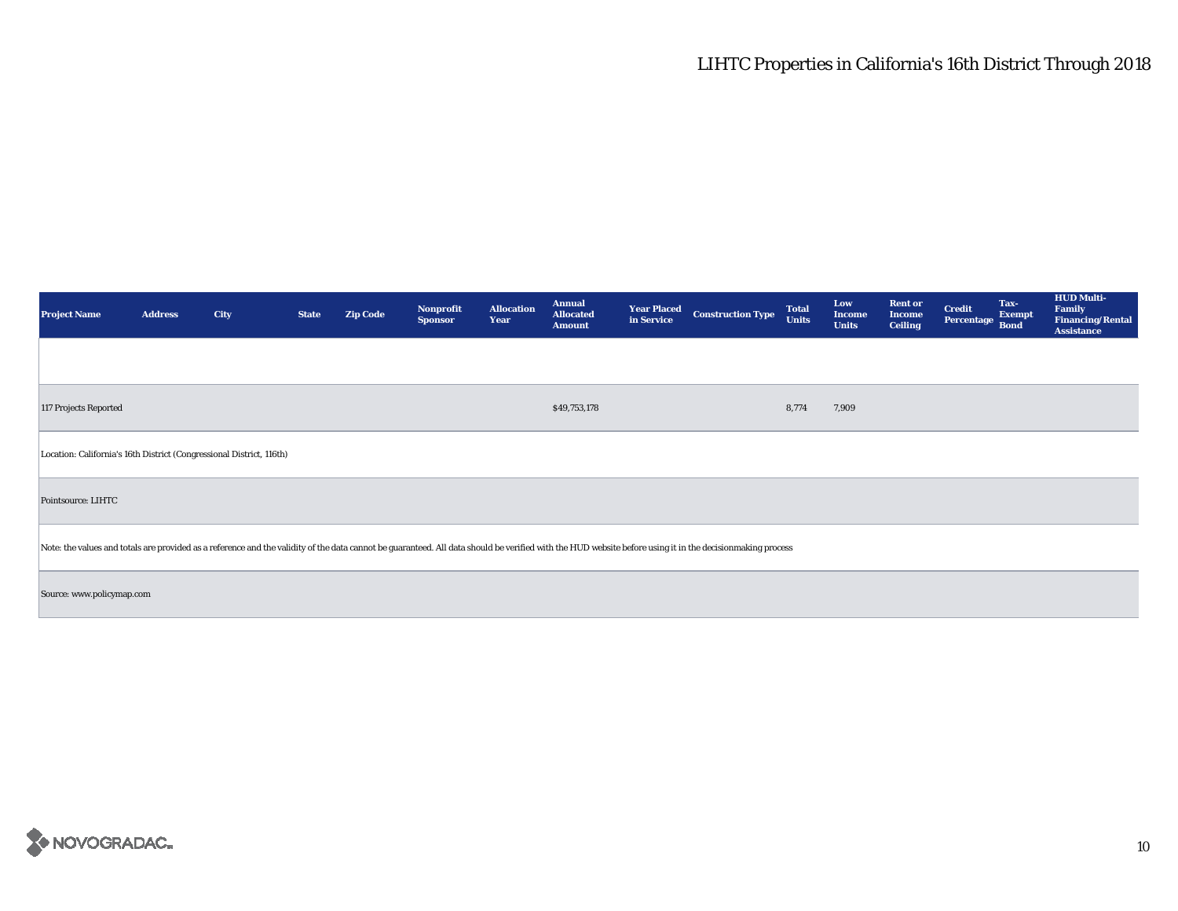# LIHTC Properties in California's 16th District Through 2018

| Project Name | Address | City | State | Zip Code | Nonprofit Sponsor | Allocation Year | Annual Allocated Amount | Year Placed in Service | Construction Type | Total Units | Low Income Units | Rent or Income Ceiling | Credit Percentage | Tax-Exempt Bond | HUD Multi-Family Financing/Rental Assistance |
|---|---|---|---|---|---|---|---|---|---|---|---|---|---|---|---|
| | | | | | | | | | | | | | | | |
| 117 Projects Reported | | | | | | | $49,753,178 | | | 8,774 | 7,909 | | | | |
| Location: California's 16th District (Congressional District, 116th) | | | | | | | | | | | | | | | |
| Pointsource: LIHTC | | | | | | | | | | | | | | | |
| Note: the values and totals are provided as a reference and the validity of the data cannot be guaranteed. All data should be verified with the HUD website before using it in the decisionmaking process | | | | | | | | | | | | | | | |
| Source: www.policymap.com | | | | | | | | | | | | | | | |